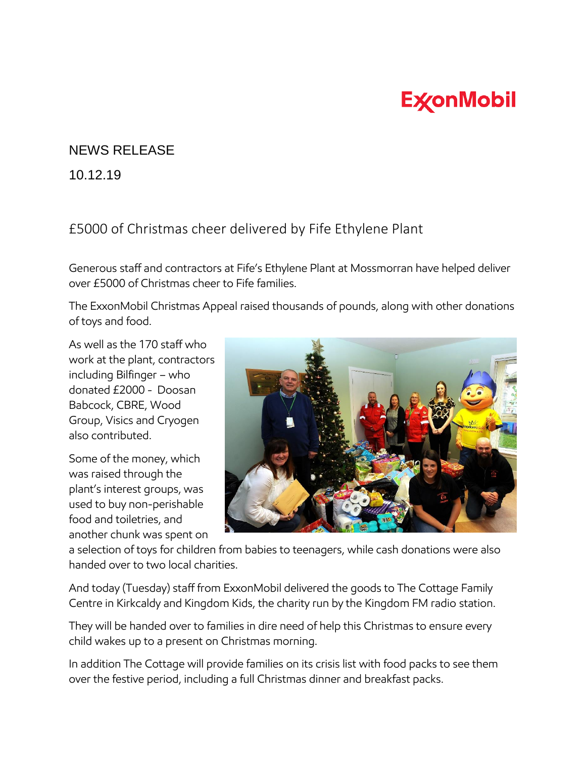ExxonMobil

NEWS RELEASE

10.12.19

# £5000 of Christmas cheer delivered by Fife Ethylene Plant

Generous staff and contractors at Fife's Ethylene Plant at Mossmorran have helped deliver over £5000 of Christmas cheer to Fife families.

The ExxonMobil Christmas Appeal raised thousands of pounds, along with other donations of toys and food.

As well as the 170 staff who work at the plant, contractors including Bilfinger – who donated £2000 - Doosan Babcock, CBRE, Wood Group, Visics and Cryogen also contributed.

Some of the money, which was raised through the plant's interest groups, was used to buy non-perishable food and toiletries, and another chunk was spent on a selection of toys for children from babies to teenagers, while cash donations were also handed over to two local charities.

And today (Tuesday) staff from ExxonMobil delivered the goods to The Cottage Family Centre in Kirkcaldy and Kingdom Kids, the charity run by the Kingdom FM radio station.

They will be handed over to families in dire need of help this Christmas to ensure every child wakes up to a present on Christmas morning.

In addition The Cottage will provide families on its crisis list with food packs to see them over the festive period, including a full Christmas dinner and breakfast packs.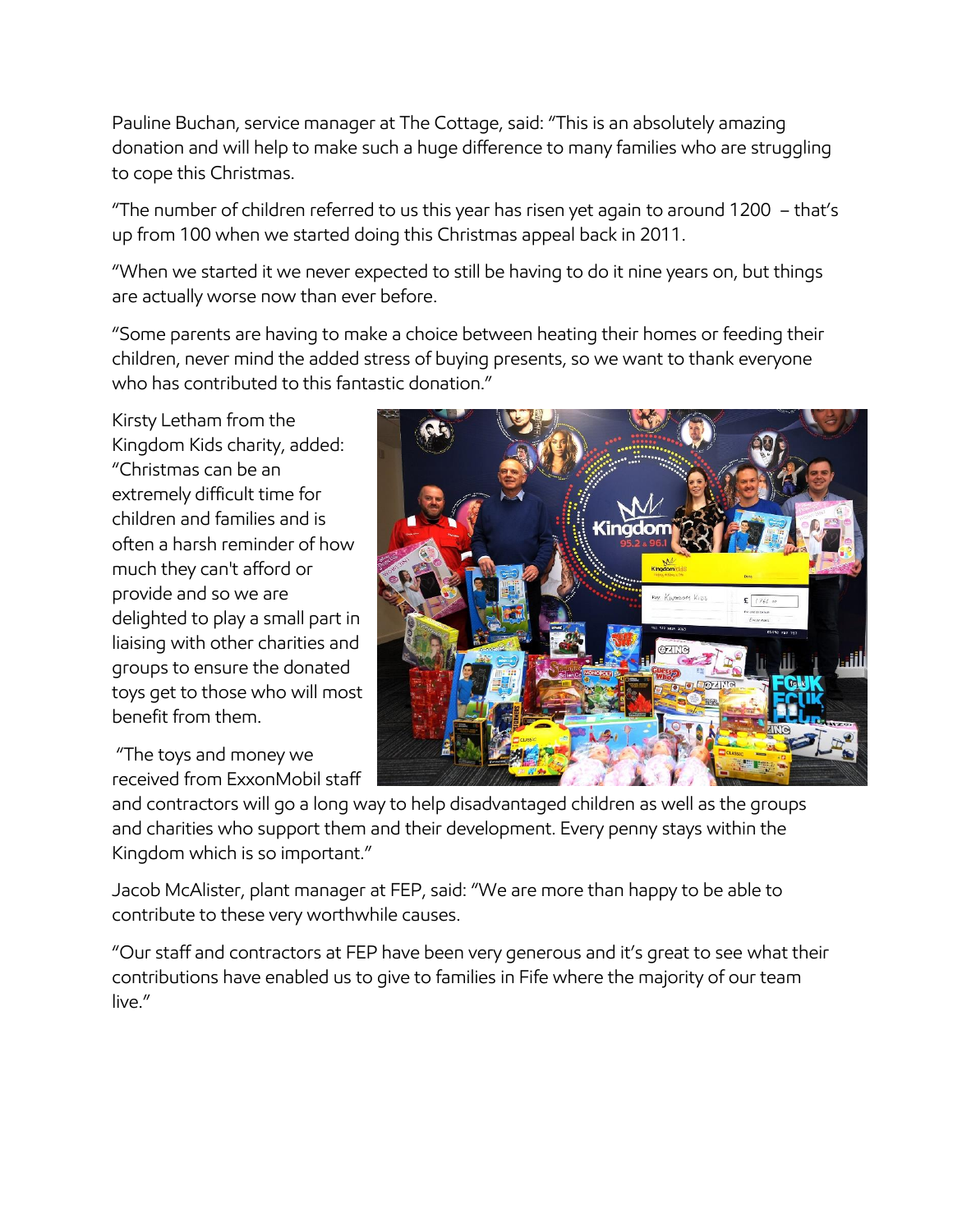Pauline Buchan, service manager at The Cottage, said: "This is an absolutely amazing donation and will help to make such a huge difference to many families who are struggling to cope this Christmas.

"The number of children referred to us this year has risen yet again to around 1200 – that's up from 100 when we started doing this Christmas appeal back in 2011.

"When we started it we never expected to still be having to do it nine years on, but things are actually worse now than ever before.

"Some parents are having to make a choice between heating their homes or feeding their children, never mind the added stress of buying presents, so we want to thank everyone who has contributed to this fantastic donation."

Kirsty Letham from the Kingdom Kids charity, added: "Christmas can be an extremely difficult time for children and families and is often a harsh reminder of how much they can't afford or provide and so we are delighted to play a small part in liaising with other charities and groups to ensure the donated toys get to those who will most benefit from them.

"The toys and money we received from ExxonMobil staff and contractors will go a long way to help disadvantaged children as well as the groups and charities who support them and their development. Every penny stays within the Kingdom which is so important."

Jacob McAlister, plant manager at FEP, said: "We are more than happy to be able to contribute to these very worthwhile causes.

"Our staff and contractors at FEP have been very generous and it's great to see what their contributions have enabled us to give to families in Fife where the majority of our team live."